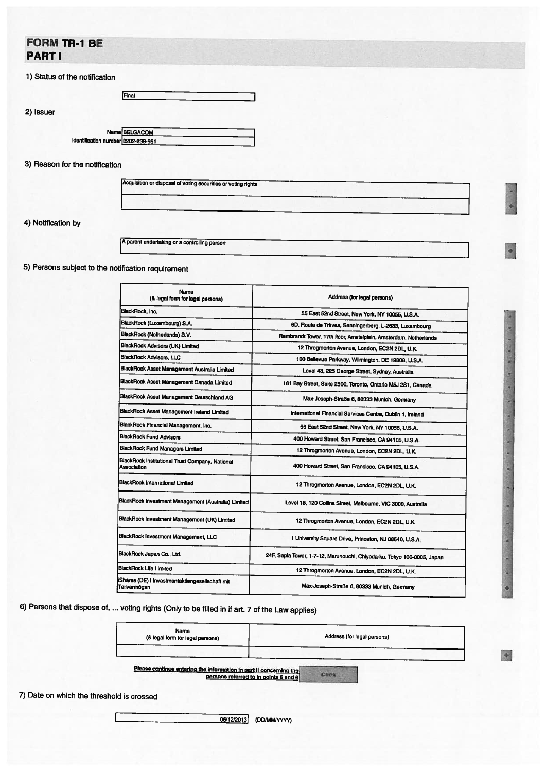# FORM TR-1 BE
## PART I

**1) Status of the notification**

Final

**2) Issuer**

Name: BELGACOM

Identification number: 0202-239-951

**3) Reason for the notification**

Acquisition or disposal of voting securities or voting rights

**4) Notification by**

A parent undertaking or a controlling person

**5) Persons subject to the notification requirement**

| Name (& legal form for legal persons) | Address (for legal persons) |
|---|---|
| BlackRock, Inc. | 55 East 52nd Street, New York, NY 10055, U.S.A. |
| BlackRock (Luxembourg) S.A. | 6D, Route de Trèves, Senningerberg, L-2633, Luxembourg |
| BlackRock (Netherlands) B.V. | Rembrandt Tower, 17th floor, Amstelplein, Amsterdam, Netherlands |
| BlackRock Advisors (UK) Limited | 12 Throgmorton Avenue, London, EC2N 2DL, U.K. |
| BlackRock Advisors, LLC | 100 Bellevue Parkway, Wilmington, DE 19808, U.S.A. |
| BlackRock Asset Management Australia Limited | Level 43, 225 George Street, Sydney, Australia |
| BlackRock Asset Management Canada Limited | 161 Bay Street, Suite 2500, Toronto, Ontario M5J 2S1, Canada |
| BlackRock Asset Management Deutschland AG | Max-Joseph-Straße 6, 80333 Munich, Germany |
| BlackRock Asset Management Ireland Limited | International Financial Services Centre, Dublin 1, Ireland |
| BlackRock Financial Management, Inc. | 55 East 52nd Street, New York, NY 10055, U.S.A. |
| BlackRock Fund Advisors | 400 Howard Street, San Francisco, CA 94105, U.S.A. |
| BlackRock Fund Managers Limited | 12 Throgmorton Avenue, London, EC2N 2DL, U.K. |
| BlackRock Institutional Trust Company, National Association | 400 Howard Street, San Francisco, CA 94105, U.S.A. |
| BlackRock International Limited | 12 Throgmorton Avenue, London, EC2N 2DL, U.K. |
| BlackRock Investment Management (Australia) Limited | Level 18, 120 Collins Street, Melbourne, VIC 3000, Australia |
| BlackRock Investment Management (UK) Limited | 12 Throgmorton Avenue, London, EC2N 2DL, U.K. |
| BlackRock Investment Management, LLC | 1 University Square Drive, Princeton, NJ 08540, U.S.A. |
| BlackRock Japan Co., Ltd. | 24F, Sapia Tower, 1-7-12, Marunouchi, Chiyoda-ku, Tokyo 100-0005, Japan |
| BlackRock Life Limited | 12 Throgmorton Avenue, London, EC2N 2DL, U.K. |
| iShares (DE) I Investmentaktiengesellschaft mit Teilvermögen | Max-Joseph-Straße 6, 80333 Munich, Germany |

**6) Persons that dispose of, ... voting rights (Only to be filled in if art. 7 of the Law applies)**

| Name (& legal form for legal persons) | Address (for legal persons) |
|---|---|
| | |

Please continue entering the information in part II concerning the persons referred to in points 5 and 6 — Click

**7) Date on which the threshold is crossed**

06/12/2013 (DD/MM/YYYY)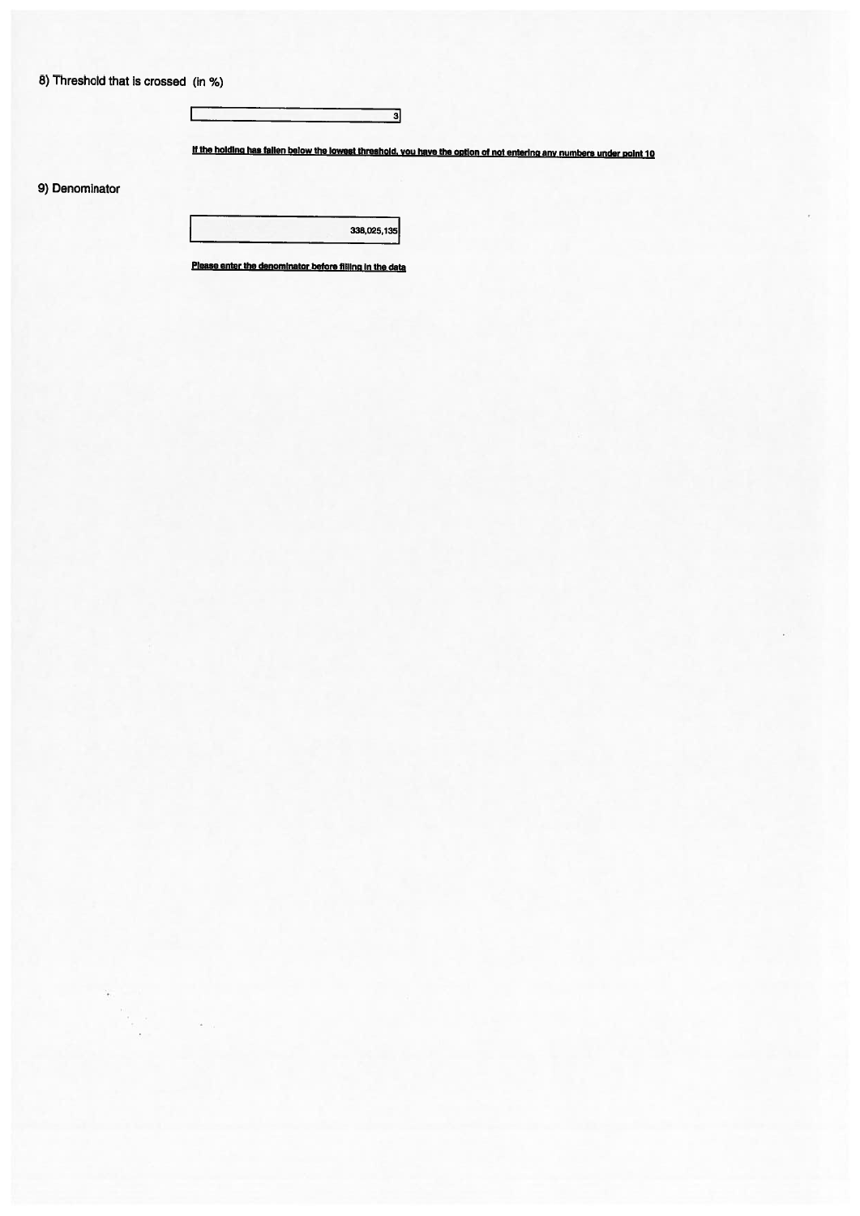8) Threshold that is crossed (in %)

| 3 |
|---|

**If the holding has fallen below the lowest threshold, you have the option of not entering any numbers under point 10**

9) Denominator

| 338,025,135 |
|---|

**Please enter the denominator before filling in the data**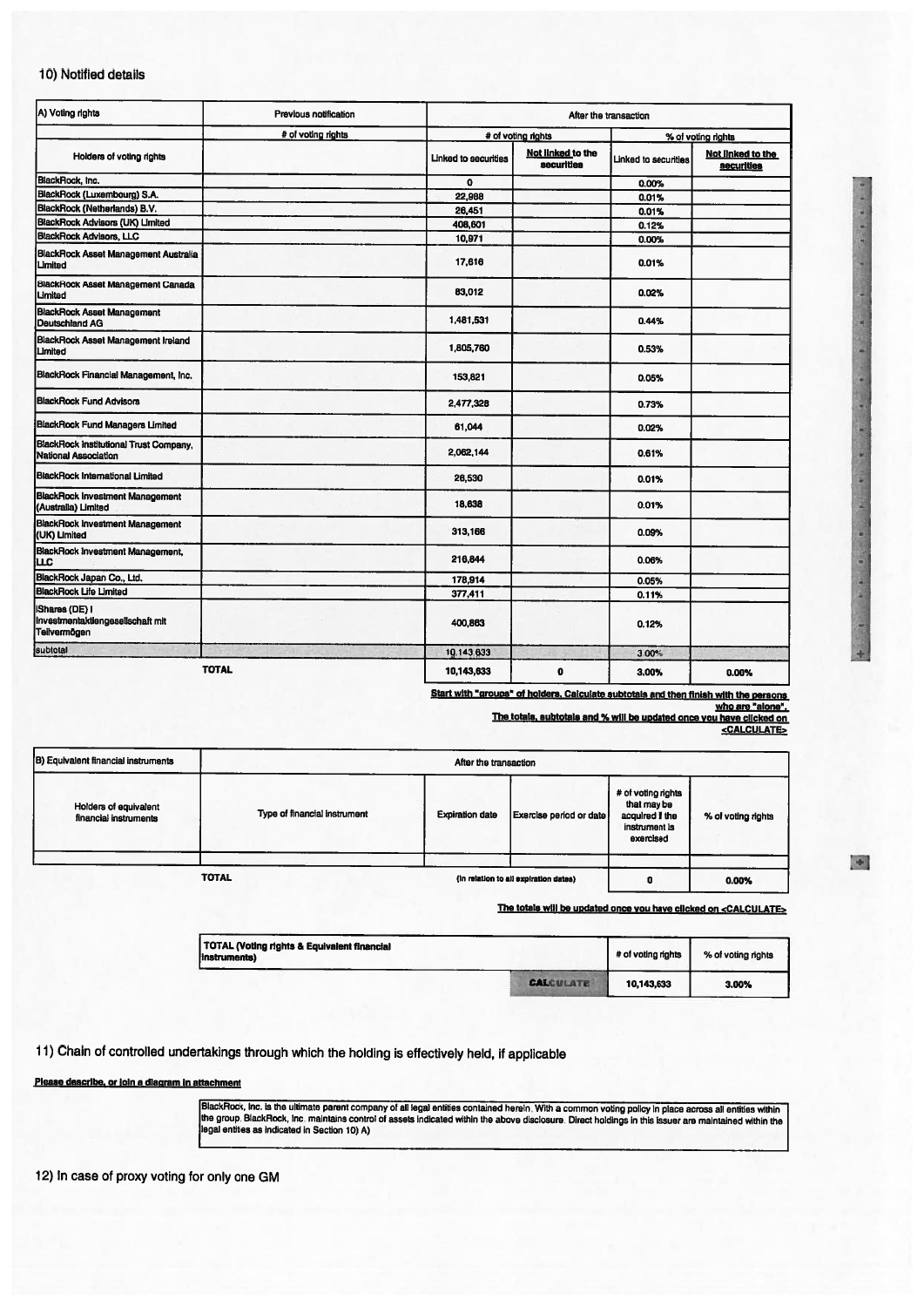## 10) Notified details

| A) Voting rights | Previous notification | After the transaction | | | |
|---|---|---|---|---|---|
| | # of voting rights | # of voting rights | | % of voting rights | |
| Holders of voting rights | | Linked to securities | Not linked to the securities | Linked to securities | Not linked to the securities |
| BlackRock, Inc. | | 0 | | 0.00% | |
| BlackRock (Luxembourg) S.A. | | 22,998 | | 0.01% | |
| BlackRock (Netherlands) B.V. | | 26,451 | | 0.01% | |
| BlackRock Advisors (UK) Limited | | 408,601 | | 0.12% | |
| BlackRock Advisors, LLC | | 10,971 | | 0.00% | |
| BlackRock Asset Management Australia Limited | | 17,616 | | 0.01% | |
| BlackRock Asset Management Canada Limited | | 83,012 | | 0.02% | |
| BlackRock Asset Management Deutschland AG | | 1,481,531 | | 0.44% | |
| BlackRock Asset Management Ireland Limited | | 1,805,760 | | 0.53% | |
| BlackRock Financial Management, Inc. | | 153,821 | | 0.05% | |
| BlackRock Fund Advisors | | 2,477,328 | | 0.73% | |
| BlackRock Fund Managers Limited | | 61,044 | | 0.02% | |
| BlackRock Institutional Trust Company, National Association | | 2,062,144 | | 0.61% | |
| BlackRock International Limited | | 26,530 | | 0.01% | |
| BlackRock Investment Management (Australia) Limited | | 18,638 | | 0.01% | |
| BlackRock Investment Management (UK) Limited | | 313,166 | | 0.09% | |
| BlackRock Investment Management, LLC | | 216,844 | | 0.06% | |
| BlackRock Japan Co., Ltd. | | 178,914 | | 0.05% | |
| BlackRock Life Limited | | 377,411 | | 0.11% | |
| iShares (DE) I Investmentaktiengesellschaft mit Teilvermögen | | 400,863 | | 0.12% | |
| subtotal | | 10,143,633 | | 3.00% | |
| TOTAL | | 10,143,633 | 0 | 3.00% | 0.00% |

**Start with "groups" of holders. Calculate subtotals and then finish with the persons who are "alone".**
**The totals, subtotals and % will be updated once you have clicked on <CALCULATE>**

| B) Equivalent financial instruments | After the transaction | | | | |
|---|---|---|---|---|---|
| Holders of equivalent financial instruments | Type of financial instrument | Expiration date | Exercise period or date | # of voting rights that may be acquired if the instrument is exercised | % of voting rights |
| | | | | | |
| | TOTAL | (In relation to all expiration dates) | | 0 | 0.00% |

**The totals will be updated once you have clicked on <CALCULATE>**

| TOTAL (Voting rights & Equivalent financial instruments) | # of voting rights | % of voting rights |
|---|---|---|
| CALCULATE | 10,143,633 | 3.00% |

## 11) Chain of controlled undertakings through which the holding is effectively held, if applicable

**Please describe, or join a diagram in attachment**

BlackRock, Inc. is the ultimate parent company of all legal entities contained herein. With a common voting policy in place across all entities within the group, BlackRock, Inc. maintains control of assets indicated within the above disclosure. Direct holdings in this issuer are maintained within the legal entities as indicated in Section 10) A)

## 12) In case of proxy voting for only one GM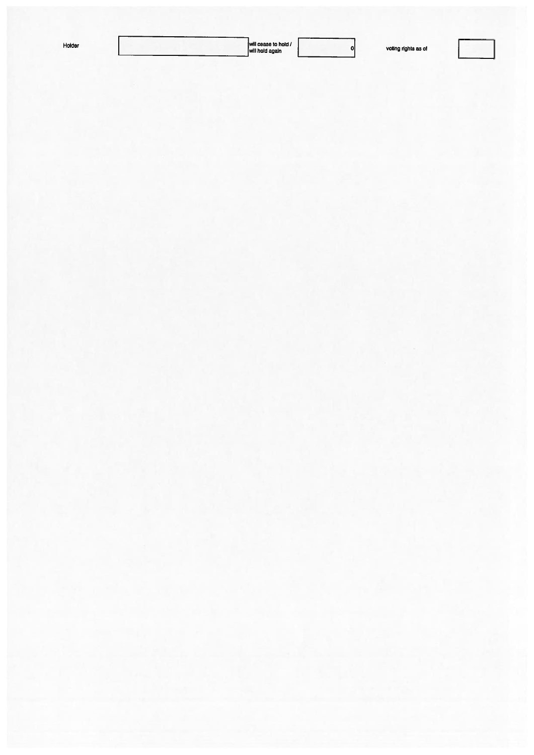| Holder | | will cease to hold / will hold again | 0 | voting rights as of | |
|---|---|---|---|---|---|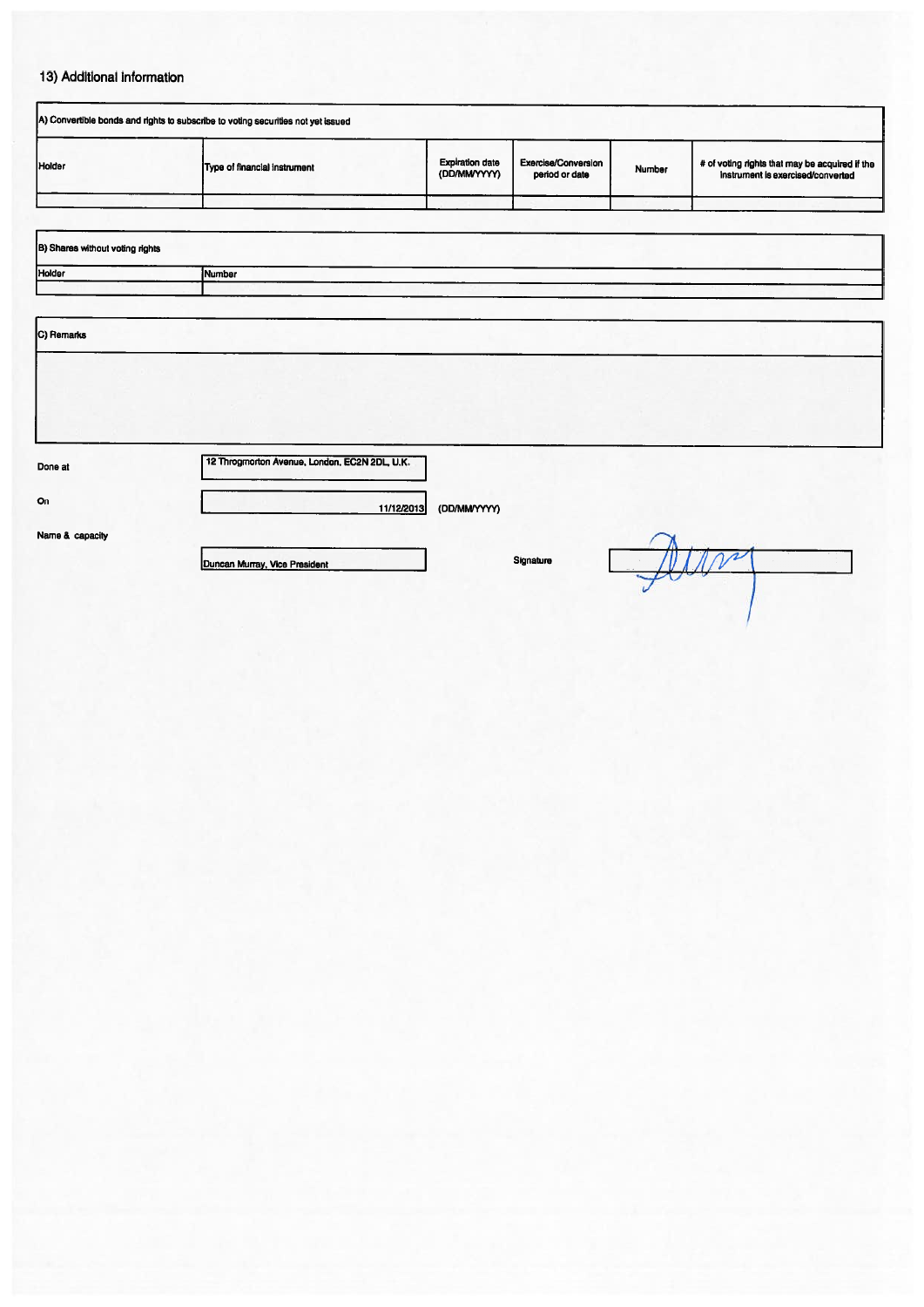## 13) Additional information

| A) Convertible bonds and rights to subscribe to voting securities not yet issued | | | | | |
|---|---|---|---|---|---|
| Holder | Type of financial instrument | Expiration date (DD/MM/YYYY) | Exercise/Conversion period or date | Number | # of voting rights that may be acquired if the instrument is exercised/converted |
| | | | | | |

| B) Shares without voting rights | |
|---|---|
| Holder | Number |
| | |

| C) Remarks |
|---|
| |

Done at: 12 Throgmorton Avenue, London, EC2N 2DL, U.K.

On: 11/12/2013 (DD/MM/YYYY)

Name & capacity: Duncan Murray, Vice President

Signature: